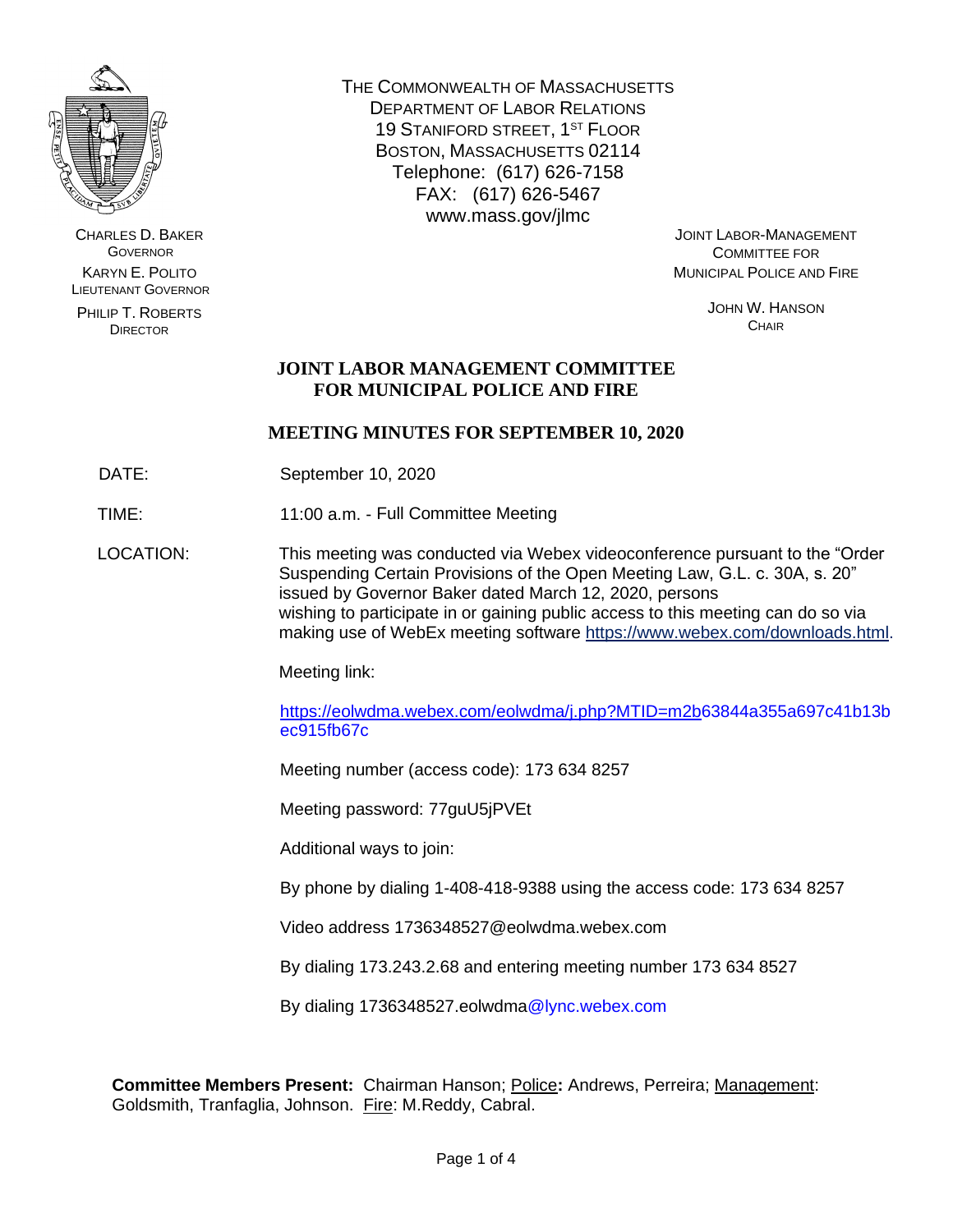CHARLES D. BAKER
GOVERNOR

KARYN E. POLITO
LIEUTENANT GOVERNOR

PHILIP T. ROBERTS
DIRECTOR

THE COMMONWEALTH OF MASSACHUSETTS
DEPARTMENT OF LABOR RELATIONS
19 STANIFORD STREET, 1ST FLOOR
BOSTON, MASSACHUSETTS 02114
Telephone: (617) 626-7158
FAX: (617) 626-5467
www.mass.gov/jlmc

JOINT LABOR-MANAGEMENT
COMMITTEE FOR
MUNICIPAL POLICE AND FIRE

JOHN W. HANSON
CHAIR

# JOINT LABOR MANAGEMENT COMMITTEE FOR MUNICIPAL POLICE AND FIRE

## MEETING MINUTES FOR SEPTEMBER 10, 2020

DATE: September 10, 2020

TIME: 11:00 a.m. - Full Committee Meeting

LOCATION: This meeting was conducted via Webex videoconference pursuant to the "Order Suspending Certain Provisions of the Open Meeting Law, G.L. c. 30A, s. 20" issued by Governor Baker dated March 12, 2020, persons wishing to participate in or gaining public access to this meeting can do so via making use of WebEx meeting software https://www.webex.com/downloads.html.

Meeting link:

https://eolwdma.webex.com/eolwdma/j.php?MTID=m2b63844a355a697c41b13bec915fb67c

Meeting number (access code): 173 634 8257

Meeting password: 77guU5jPVEt

Additional ways to join:

By phone by dialing 1-408-418-9388 using the access code: 173 634 8257

Video address 1736348527@eolwdma.webex.com

By dialing 173.243.2.68 and entering meeting number 173 634 8527

By dialing 1736348527.eolwdma@lync.webex.com

**Committee Members Present:** Chairman Hanson; Police**:** Andrews, Perreira; Management: Goldsmith, Tranfaglia, Johnson. Fire: M.Reddy, Cabral.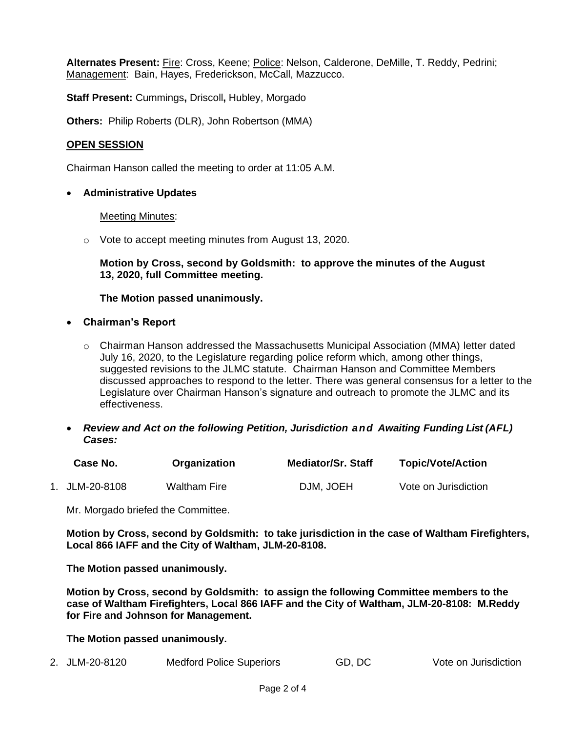**Alternates Present:** Fire: Cross, Keene; Police: Nelson, Calderone, DeMille, T. Reddy, Pedrini; Management: Bain, Hayes, Frederickson, McCall, Mazzucco.

**Staff Present:** Cummings**,** Driscoll**,** Hubley, Morgado

**Others:** Philip Roberts (DLR), John Robertson (MMA)

**OPEN SESSION**

Chairman Hanson called the meeting to order at 11:05 A.M.

- **Administrative Updates**

  Meeting Minutes:

  - Vote to accept meeting minutes from August 13, 2020.

  **Motion by Cross, second by Goldsmith: to approve the minutes of the August 13, 2020, full Committee meeting.**

  **The Motion passed unanimously.**

- **Chairman's Report**

  - Chairman Hanson addressed the Massachusetts Municipal Association (MMA) letter dated July 16, 2020, to the Legislature regarding police reform which, among other things, suggested revisions to the JLMC statute. Chairman Hanson and Committee Members discussed approaches to respond to the letter. There was general consensus for a letter to the Legislature over Chairman Hanson's signature and outreach to promote the JLMC and its effectiveness.

- ***Review and Act on the following Petition, Jurisdiction and Awaiting Funding List (AFL) Cases:***

| | Case No. | Organization | Mediator/Sr. Staff | Topic/Vote/Action |
|---|---|---|---|---|
| 1. | JLM-20-8108 | Waltham Fire | DJM, JOEH | Vote on Jurisdiction |

Mr. Morgado briefed the Committee.

**Motion by Cross, second by Goldsmith: to take jurisdiction in the case of Waltham Firefighters, Local 866 IAFF and the City of Waltham, JLM-20-8108.**

**The Motion passed unanimously.**

**Motion by Cross, second by Goldsmith: to assign the following Committee members to the case of Waltham Firefighters, Local 866 IAFF and the City of Waltham, JLM-20-8108: M.Reddy for Fire and Johnson for Management.**

**The Motion passed unanimously.**

| | Case No. | Organization | Mediator/Sr. Staff | Topic/Vote/Action |
|---|---|---|---|---|
| 2. | JLM-20-8120 | Medford Police Superiors | GD, DC | Vote on Jurisdiction |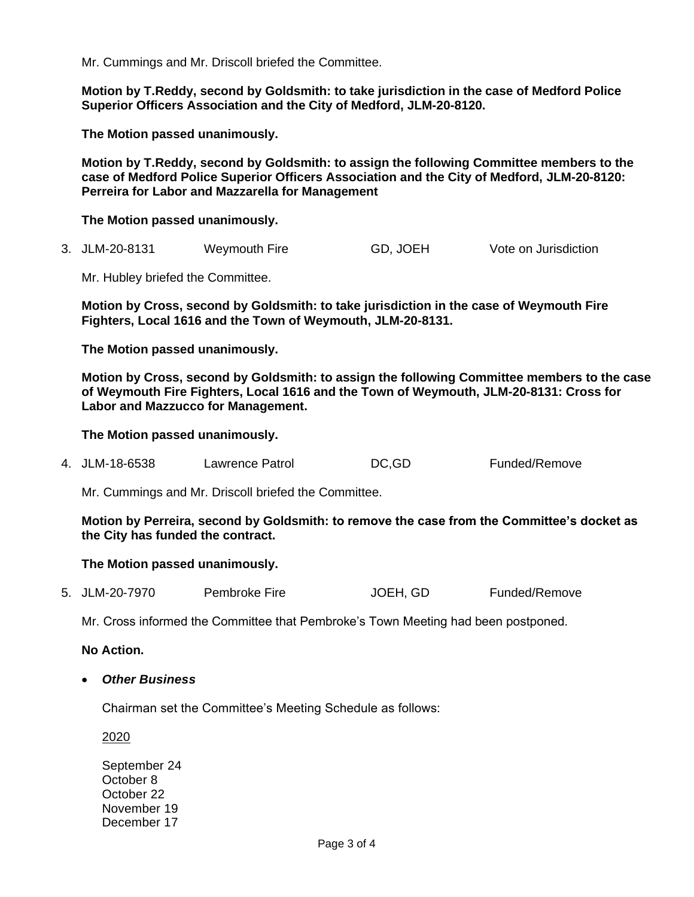Mr. Cummings and Mr. Driscoll briefed the Committee.

**Motion by T.Reddy, second by Goldsmith: to take jurisdiction in the case of Medford Police Superior Officers Association and the City of Medford, JLM-20-8120.**

**The Motion passed unanimously.**

**Motion by T.Reddy, second by Goldsmith: to assign the following Committee members to the case of Medford Police Superior Officers Association and the City of Medford, JLM-20-8120: Perreira for Labor and Mazzarella for Management**

**The Motion passed unanimously.**

3. JLM-20-8131 Weymouth Fire GD, JOEH Vote on Jurisdiction

Mr. Hubley briefed the Committee.

**Motion by Cross, second by Goldsmith: to take jurisdiction in the case of Weymouth Fire Fighters, Local 1616 and the Town of Weymouth, JLM-20-8131.**

**The Motion passed unanimously.**

**Motion by Cross, second by Goldsmith: to assign the following Committee members to the case of Weymouth Fire Fighters, Local 1616 and the Town of Weymouth, JLM-20-8131: Cross for Labor and Mazzucco for Management.**

**The Motion passed unanimously.**

4. JLM-18-6538 Lawrence Patrol DC,GD Funded/Remove

Mr. Cummings and Mr. Driscoll briefed the Committee.

**Motion by Perreira, second by Goldsmith: to remove the case from the Committee's docket as the City has funded the contract.**

**The Motion passed unanimously.**

5. JLM-20-7970 Pembroke Fire JOEH, GD Funded/Remove

Mr. Cross informed the Committee that Pembroke's Town Meeting had been postponed.

**No Action.**

- ***Other Business***

  Chairman set the Committee's Meeting Schedule as follows:

  2020

  September 24
  October 8
  October 22
  November 19
  December 17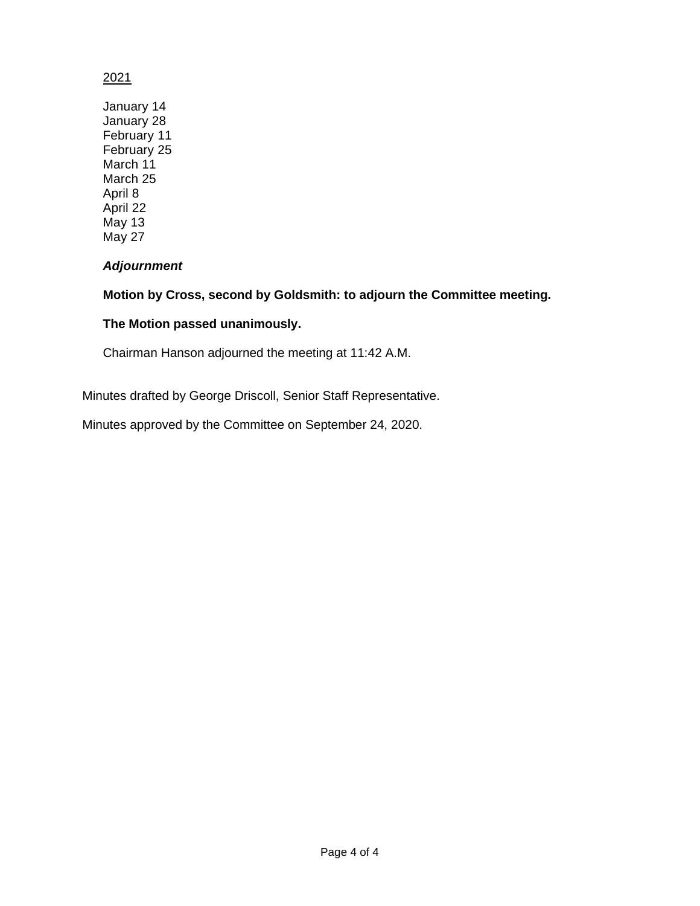<u>2021</u>

January 14
January 28
February 11
February 25
March 11
March 25
April 8
April 22
May 13
May 27

***Adjournment***

**Motion by Cross, second by Goldsmith: to adjourn the Committee meeting.**

**The Motion passed unanimously.**

Chairman Hanson adjourned the meeting at 11:42 A.M.

Minutes drafted by George Driscoll, Senior Staff Representative.

Minutes approved by the Committee on September 24, 2020.